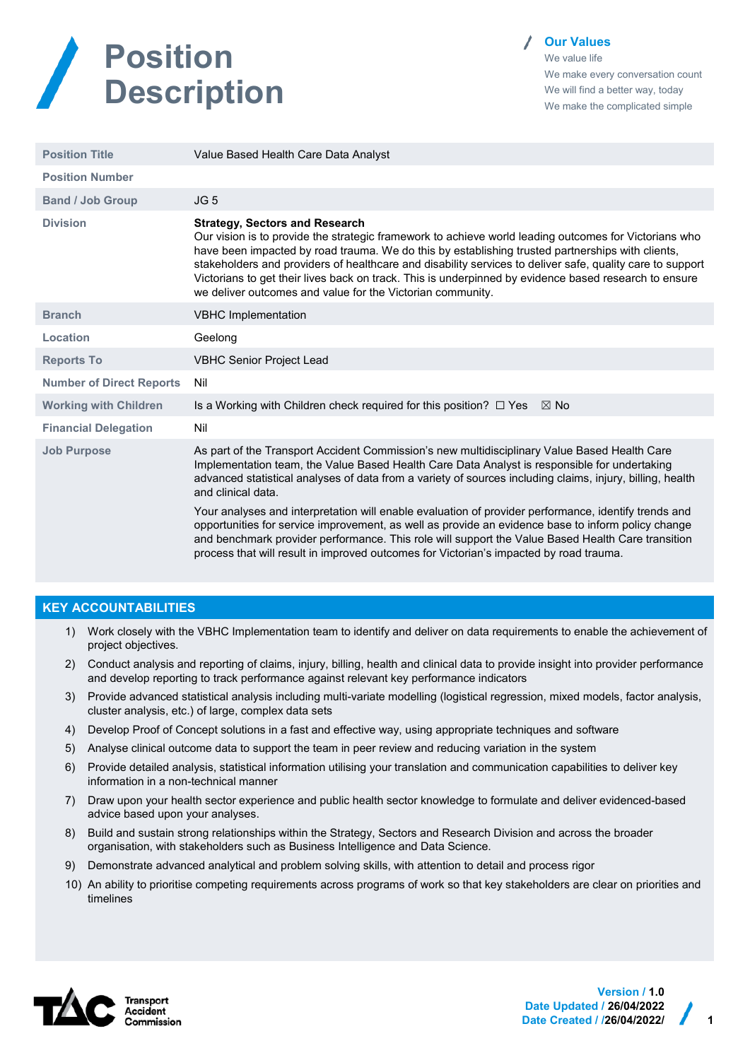# Position Description

**Our Values**

We value life

We make every conversation count

We will find a better way, today

We make the complicated simple

| | |
|---|---|
| **Position Title** | Value Based Health Care Data Analyst |
| **Position Number** | |
| **Band / Job Group** | JG 5 |
| **Division** | **Strategy, Sectors and Research**<br>Our vision is to provide the strategic framework to achieve world leading outcomes for Victorians who have been impacted by road trauma. We do this by establishing trusted partnerships with clients, stakeholders and providers of healthcare and disability services to deliver safe, quality care to support Victorians to get their lives back on track. This is underpinned by evidence based research to ensure we deliver outcomes and value for the Victorian community. |
| **Branch** | VBHC Implementation |
| **Location** | Geelong |
| **Reports To** | VBHC Senior Project Lead |
| **Number of Direct Reports** | Nil |
| **Working with Children** | Is a Working with Children check required for this position? ☐ Yes ☒ No |
| **Financial Delegation** | Nil |
| **Job Purpose** | As part of the Transport Accident Commission's new multidisciplinary Value Based Health Care Implementation team, the Value Based Health Care Data Analyst is responsible for undertaking advanced statistical analyses of data from a variety of sources including claims, injury, billing, health and clinical data.<br><br>Your analyses and interpretation will enable evaluation of provider performance, identify trends and opportunities for service improvement, as well as provide an evidence base to inform policy change and benchmark provider performance. This role will support the Value Based Health Care transition process that will result in improved outcomes for Victorian's impacted by road trauma. |

## KEY ACCOUNTABILITIES

1) Work closely with the VBHC Implementation team to identify and deliver on data requirements to enable the achievement of project objectives.
2) Conduct analysis and reporting of claims, injury, billing, health and clinical data to provide insight into provider performance and develop reporting to track performance against relevant key performance indicators
3) Provide advanced statistical analysis including multi-variate modelling (logistical regression, mixed models, factor analysis, cluster analysis, etc.) of large, complex data sets
4) Develop Proof of Concept solutions in a fast and effective way, using appropriate techniques and software
5) Analyse clinical outcome data to support the team in peer review and reducing variation in the system
6) Provide detailed analysis, statistical information utilising your translation and communication capabilities to deliver key information in a non-technical manner
7) Draw upon your health sector experience and public health sector knowledge to formulate and deliver evidenced-based advice based upon your analyses.
8) Build and sustain strong relationships within the Strategy, Sectors and Research Division and across the broader organisation, with stakeholders such as Business Intelligence and Data Science.
9) Demonstrate advanced analytical and problem solving skills, with attention to detail and process rigor
10) An ability to prioritise competing requirements across programs of work so that key stakeholders are clear on priorities and timelines

Transport Accident Commission

**Version / 1.0**
**Date Updated / 26/04/2022**
**Date Created / /26/04/2022/**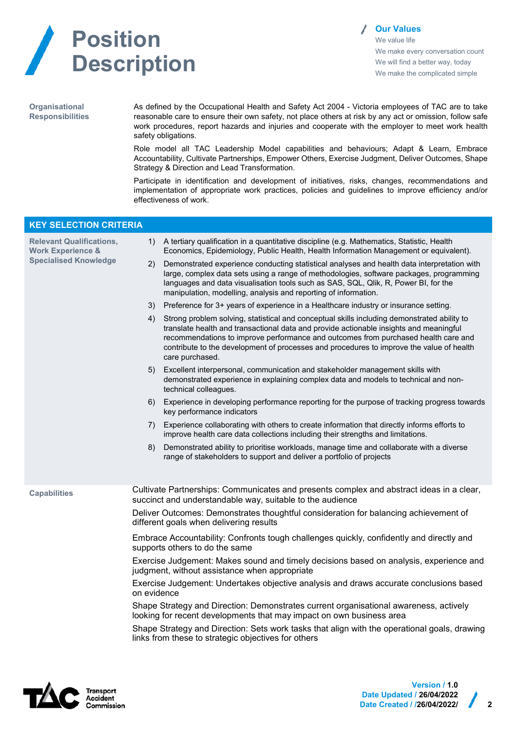# Position Description

**Our Values**

We value life

We make every conversation count

We will find a better way, today

We make the complicated simple

**Organisational Responsibilities**

As defined by the Occupational Health and Safety Act 2004 - Victoria employees of TAC are to take reasonable care to ensure their own safety, not place others at risk by any act or omission, follow safe work procedures, report hazards and injuries and cooperate with the employer to meet work health safety obligations.

Role model all TAC Leadership Model capabilities and behaviours; Adapt & Learn, Embrace Accountability, Cultivate Partnerships, Empower Others, Exercise Judgment, Deliver Outcomes, Shape Strategy & Direction and Lead Transformation.

Participate in identification and development of initiatives, risks, changes, recommendations and implementation of appropriate work practices, policies and guidelines to improve efficiency and/or effectiveness of work.

## KEY SELECTION CRITERIA

**Relevant Qualifications, Work Experience & Specialised Knowledge**

1) A tertiary qualification in a quantitative discipline (e.g. Mathematics, Statistic, Health Economics, Epidemiology, Public Health, Health Information Management or equivalent).
2) Demonstrated experience conducting statistical analyses and health data interpretation with large, complex data sets using a range of methodologies, software packages, programming languages and data visualisation tools such as SAS, SQL, Qlik, R, Power BI, for the manipulation, modelling, analysis and reporting of information.
3) Preference for 3+ years of experience in a Healthcare industry or insurance setting.
4) Strong problem solving, statistical and conceptual skills including demonstrated ability to translate health and transactional data and provide actionable insights and meaningful recommendations to improve performance and outcomes from purchased health care and contribute to the development of processes and procedures to improve the value of health care purchased.
5) Excellent interpersonal, communication and stakeholder management skills with demonstrated experience in explaining complex data and models to technical and non-technical colleagues.
6) Experience in developing performance reporting for the purpose of tracking progress towards key performance indicators
7) Experience collaborating with others to create information that directly informs efforts to improve health care data collections including their strengths and limitations.
8) Demonstrated ability to prioritise workloads, manage time and collaborate with a diverse range of stakeholders to support and deliver a portfolio of projects

**Capabilities**

Cultivate Partnerships: Communicates and presents complex and abstract ideas in a clear, succinct and understandable way, suitable to the audience

Deliver Outcomes: Demonstrates thoughtful consideration for balancing achievement of different goals when delivering results

Embrace Accountability: Confronts tough challenges quickly, confidently and directly and supports others to do the same

Exercise Judgement: Makes sound and timely decisions based on analysis, experience and judgment, without assistance when appropriate

Exercise Judgement: Undertakes objective analysis and draws accurate conclusions based on evidence

Shape Strategy and Direction: Demonstrates current organisational awareness, actively looking for recent developments that may impact on own business area

Shape Strategy and Direction: Sets work tasks that align with the operational goals, drawing links from these to strategic objectives for others

Transport Accident Commission

**Version /** 1.0
**Date Updated /** 26/04/2022
**Date Created /** /26/04/2022/